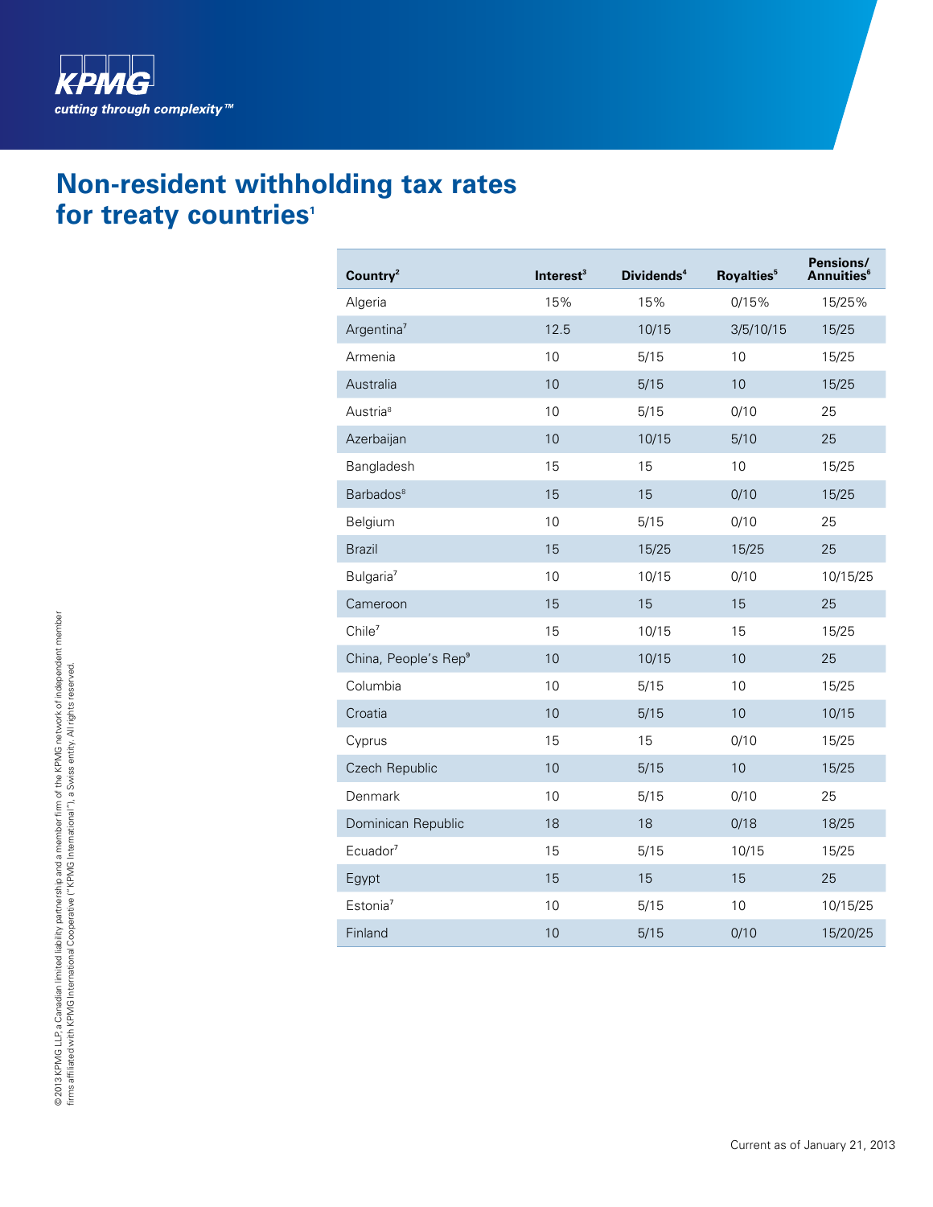KPMG

*cutting through complexity™*

# Non-resident withholding tax rates for treaty countries[1]

| Country[2] | Interest[3] | Dividends[4] | Royalties[5] | Pensions/ Annuities[6] |
|---|---|---|---|---|
| Algeria | 15% | 15% | 0/15% | 15/25% |
| Argentina[7] | 12.5 | 10/15 | 3/5/10/15 | 15/25 |
| Armenia | 10 | 5/15 | 10 | 15/25 |
| Australia | 10 | 5/15 | 10 | 15/25 |
| Austria[8] | 10 | 5/15 | 0/10 | 25 |
| Azerbaijan | 10 | 10/15 | 5/10 | 25 |
| Bangladesh | 15 | 15 | 10 | 15/25 |
| Barbados[8] | 15 | 15 | 0/10 | 15/25 |
| Belgium | 10 | 5/15 | 0/10 | 25 |
| Brazil | 15 | 15/25 | 15/25 | 25 |
| Bulgaria[7] | 10 | 10/15 | 0/10 | 10/15/25 |
| Cameroon | 15 | 15 | 15 | 25 |
| Chile[7] | 15 | 10/15 | 15 | 15/25 |
| China, People's Rep[9] | 10 | 10/15 | 10 | 25 |
| Columbia | 10 | 5/15 | 10 | 15/25 |
| Croatia | 10 | 5/15 | 10 | 10/15 |
| Cyprus | 15 | 15 | 0/10 | 15/25 |
| Czech Republic | 10 | 5/15 | 10 | 15/25 |
| Denmark | 10 | 5/15 | 0/10 | 25 |
| Dominican Republic | 18 | 18 | 0/18 | 18/25 |
| Ecuador[7] | 15 | 5/15 | 10/15 | 15/25 |
| Egypt | 15 | 15 | 15 | 25 |
| Estonia[7] | 10 | 5/15 | 10 | 10/15/25 |
| Finland | 10 | 5/15 | 0/10 | 15/20/25 |

© 2013 KPMG LLP, a Canadian limited liability partnership and a member firm of the KPMG network of independent member firms affiliated with KPMG International Cooperative ("KPMG International"), a Swiss entity. All rights reserved.

Current as of January 21, 2013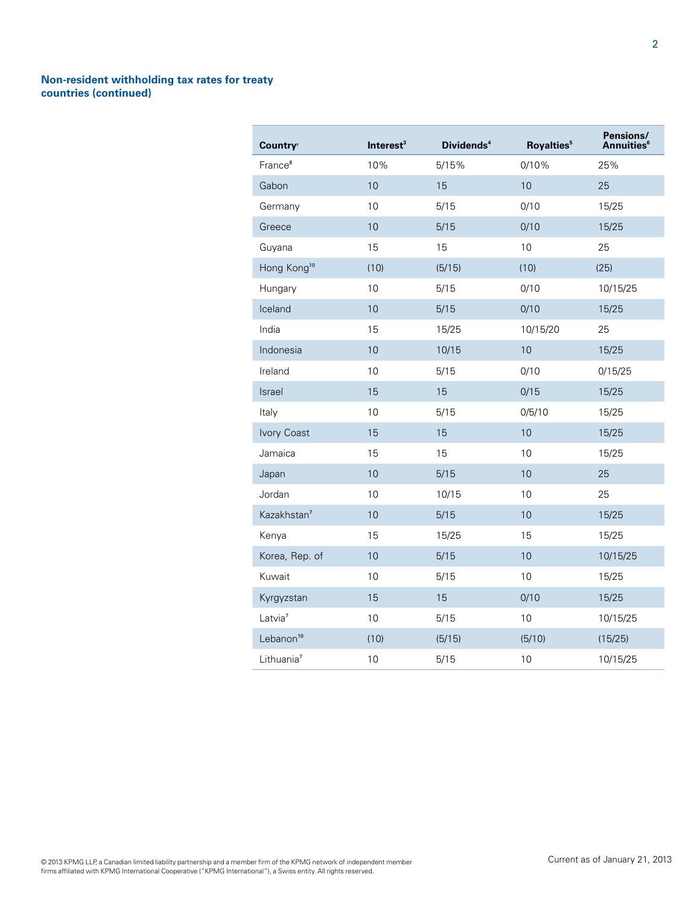## Non-resident withholding tax rates for treaty countries (continued)

| Country[2] | Interest[3] | Dividends[4] | Royalties[5] | Pensions/ Annuities[6] |
|---|---|---|---|---|
| France[8] | 10% | 5/15% | 0/10% | 25% |
| Gabon | 10 | 15 | 10 | 25 |
| Germany | 10 | 5/15 | 0/10 | 15/25 |
| Greece | 10 | 5/15 | 0/10 | 15/25 |
| Guyana | 15 | 15 | 10 | 25 |
| Hong Kong[10] | (10) | (5/15) | (10) | (25) |
| Hungary | 10 | 5/15 | 0/10 | 10/15/25 |
| Iceland | 10 | 5/15 | 0/10 | 15/25 |
| India | 15 | 15/25 | 10/15/20 | 25 |
| Indonesia | 10 | 10/15 | 10 | 15/25 |
| Ireland | 10 | 5/15 | 0/10 | 0/15/25 |
| Israel | 15 | 15 | 0/15 | 15/25 |
| Italy | 10 | 5/15 | 0/5/10 | 15/25 |
| Ivory Coast | 15 | 15 | 10 | 15/25 |
| Jamaica | 15 | 15 | 10 | 15/25 |
| Japan | 10 | 5/15 | 10 | 25 |
| Jordan | 10 | 10/15 | 10 | 25 |
| Kazakhstan[7] | 10 | 5/15 | 10 | 15/25 |
| Kenya | 15 | 15/25 | 15 | 15/25 |
| Korea, Rep. of | 10 | 5/15 | 10 | 10/15/25 |
| Kuwait | 10 | 5/15 | 10 | 15/25 |
| Kyrgyzstan | 15 | 15 | 0/10 | 15/25 |
| Latvia[7] | 10 | 5/15 | 10 | 10/15/25 |
| Lebanon[10] | (10) | (5/15) | (5/10) | (15/25) |
| Lithuania[7] | 10 | 5/15 | 10 | 10/15/25 |

© 2013 KPMG LLP, a Canadian limited liability partnership and a member firm of the KPMG network of independent member firms affiliated with KPMG International Cooperative ("KPMG International"), a Swiss entity. All rights reserved.

Current as of January 21, 2013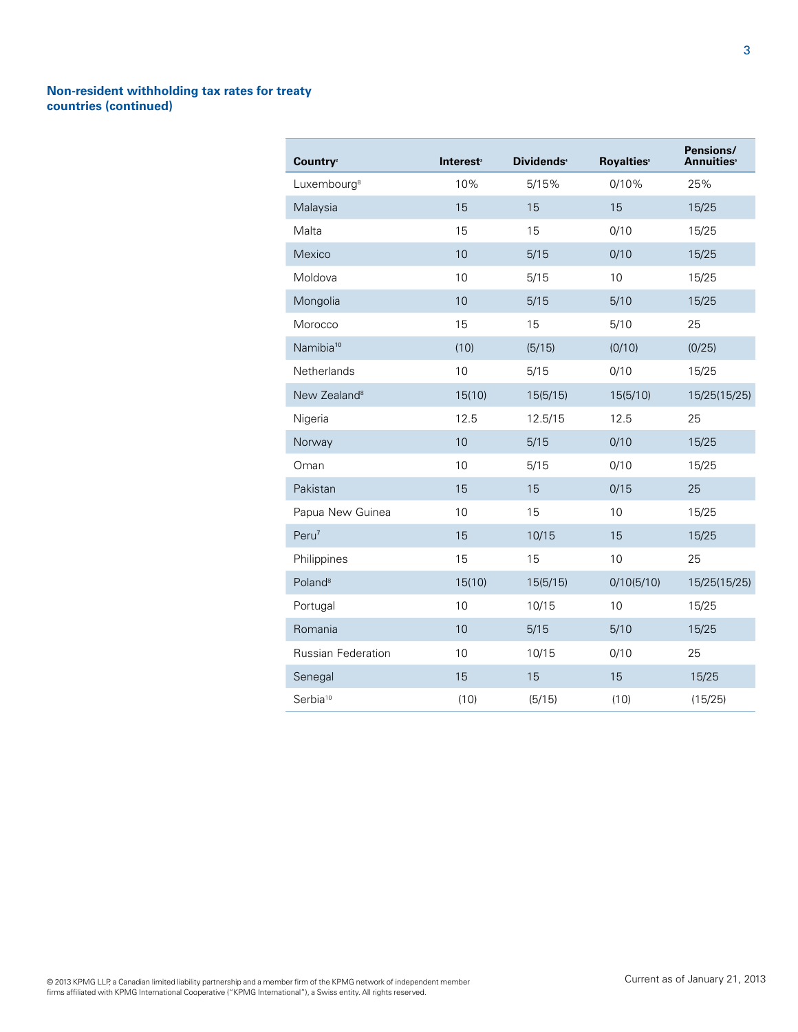## Non-resident withholding tax rates for treaty countries (continued)

| Country[2] | Interest[3] | Dividends[4] | Royalties[5] | Pensions/ Annuities[6] |
|---|---|---|---|---|
| Luxembourg[8] | 10% | 5/15% | 0/10% | 25% |
| Malaysia | 15 | 15 | 15 | 15/25 |
| Malta | 15 | 15 | 0/10 | 15/25 |
| Mexico | 10 | 5/15 | 0/10 | 15/25 |
| Moldova | 10 | 5/15 | 10 | 15/25 |
| Mongolia | 10 | 5/15 | 5/10 | 15/25 |
| Morocco | 15 | 15 | 5/10 | 25 |
| Namibia[10] | (10) | (5/15) | (0/10) | (0/25) |
| Netherlands | 10 | 5/15 | 0/10 | 15/25 |
| New Zealand[8] | 15(10) | 15(5/15) | 15(5/10) | 15/25(15/25) |
| Nigeria | 12.5 | 12.5/15 | 12.5 | 25 |
| Norway | 10 | 5/15 | 0/10 | 15/25 |
| Oman | 10 | 5/15 | 0/10 | 15/25 |
| Pakistan | 15 | 15 | 0/15 | 25 |
| Papua New Guinea | 10 | 15 | 10 | 15/25 |
| Peru[7] | 15 | 10/15 | 15 | 15/25 |
| Philippines | 15 | 15 | 10 | 25 |
| Poland[8] | 15(10) | 15(5/15) | 0/10(5/10) | 15/25(15/25) |
| Portugal | 10 | 10/15 | 10 | 15/25 |
| Romania | 10 | 5/15 | 5/10 | 15/25 |
| Russian Federation | 10 | 10/15 | 0/10 | 25 |
| Senegal | 15 | 15 | 15 | 15/25 |
| Serbia[10] | (10) | (5/15) | (10) | (15/25) |

© 2013 KPMG LLP, a Canadian limited liability partnership and a member firm of the KPMG network of independent member firms affiliated with KPMG International Cooperative ("KPMG International"), a Swiss entity. All rights reserved.

Current as of January 21, 2013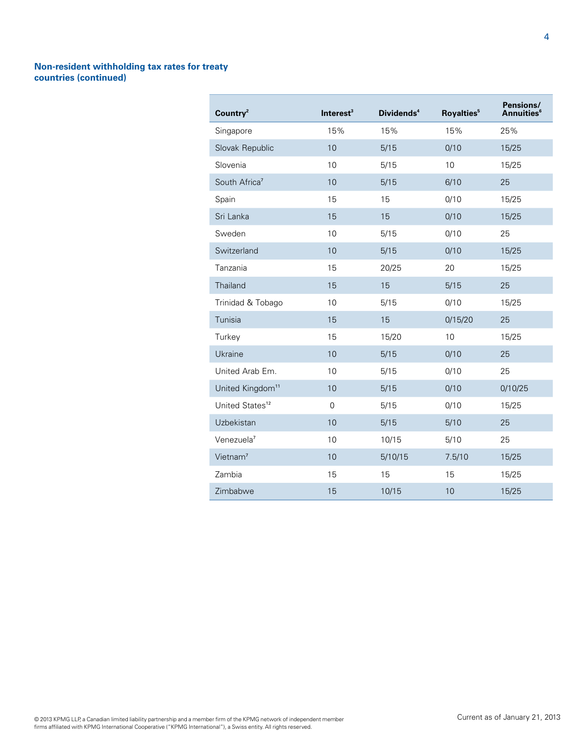### Non-resident withholding tax rates for treaty countries (continued)

| Country[2] | Interest[3] | Dividends[4] | Royalties[5] | Pensions/ Annuities[6] |
|---|---|---|---|---|
| Singapore | 15% | 15% | 15% | 25% |
| Slovak Republic | 10 | 5/15 | 0/10 | 15/25 |
| Slovenia | 10 | 5/15 | 10 | 15/25 |
| South Africa[7] | 10 | 5/15 | 6/10 | 25 |
| Spain | 15 | 15 | 0/10 | 15/25 |
| Sri Lanka | 15 | 15 | 0/10 | 15/25 |
| Sweden | 10 | 5/15 | 0/10 | 25 |
| Switzerland | 10 | 5/15 | 0/10 | 15/25 |
| Tanzania | 15 | 20/25 | 20 | 15/25 |
| Thailand | 15 | 15 | 5/15 | 25 |
| Trinidad & Tobago | 10 | 5/15 | 0/10 | 15/25 |
| Tunisia | 15 | 15 | 0/15/20 | 25 |
| Turkey | 15 | 15/20 | 10 | 15/25 |
| Ukraine | 10 | 5/15 | 0/10 | 25 |
| United Arab Em. | 10 | 5/15 | 0/10 | 25 |
| United Kingdom[11] | 10 | 5/15 | 0/10 | 0/10/25 |
| United States[12] | 0 | 5/15 | 0/10 | 15/25 |
| Uzbekistan | 10 | 5/15 | 5/10 | 25 |
| Venezuela[7] | 10 | 10/15 | 5/10 | 25 |
| Vietnam[7] | 10 | 5/10/15 | 7.5/10 | 15/25 |
| Zambia | 15 | 15 | 15 | 15/25 |
| Zimbabwe | 15 | 10/15 | 10 | 15/25 |

© 2013 KPMG LLP, a Canadian limited liability partnership and a member firm of the KPMG network of independent member firms affiliated with KPMG International Cooperative ("KPMG International"), a Swiss entity. All rights reserved.

Current as of January 21, 2013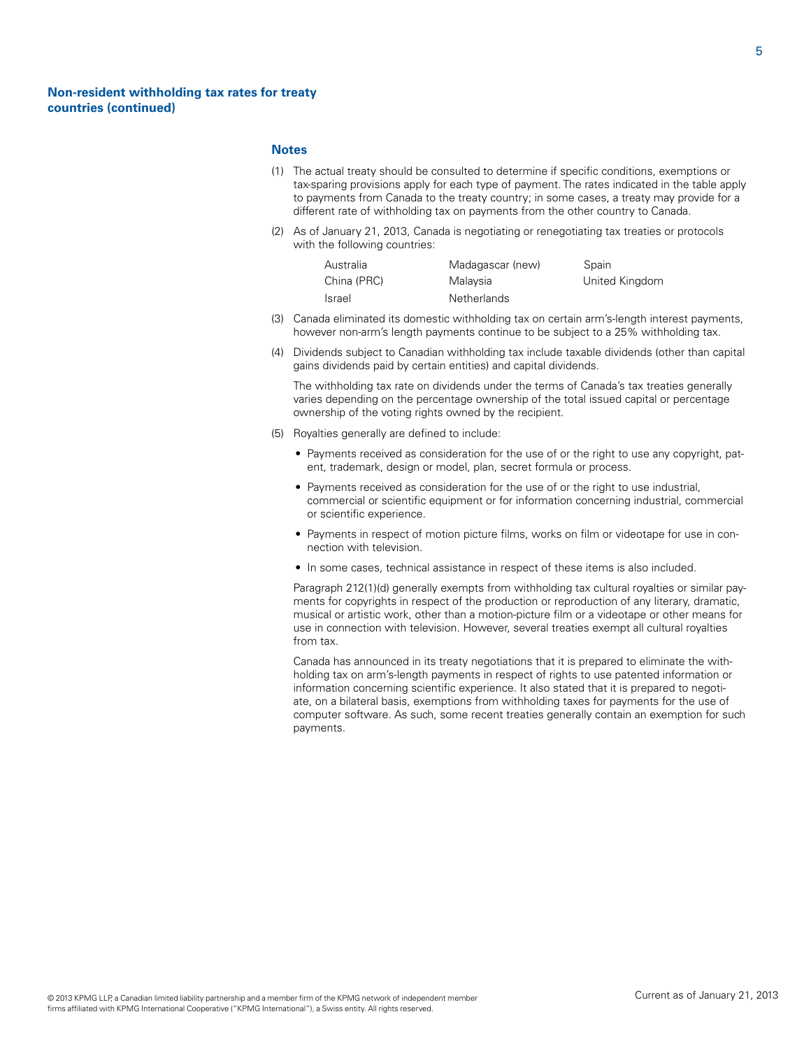## Non-resident withholding tax rates for treaty countries (continued)

### Notes

(1) The actual treaty should be consulted to determine if specific conditions, exemptions or tax-sparing provisions apply for each type of payment. The rates indicated in the table apply to payments from Canada to the treaty country; in some cases, a treaty may provide for a different rate of withholding tax on payments from the other country to Canada.

(2) As of January 21, 2013, Canada is negotiating or renegotiating tax treaties or protocols with the following countries:

| | | |
|---|---|---|
| Australia | Madagascar (new) | Spain |
| China (PRC) | Malaysia | United Kingdom |
| Israel | Netherlands | |

(3) Canada eliminated its domestic withholding tax on certain arm's-length interest payments, however non-arm's length payments continue to be subject to a 25% withholding tax.

(4) Dividends subject to Canadian withholding tax include taxable dividends (other than capital gains dividends paid by certain entities) and capital dividends.

The withholding tax rate on dividends under the terms of Canada's tax treaties generally varies depending on the percentage ownership of the total issued capital or percentage ownership of the voting rights owned by the recipient.

(5) Royalties generally are defined to include:

- Payments received as consideration for the use of or the right to use any copyright, patent, trademark, design or model, plan, secret formula or process.
- Payments received as consideration for the use of or the right to use industrial, commercial or scientific equipment or for information concerning industrial, commercial or scientific experience.
- Payments in respect of motion picture films, works on film or videotape for use in connection with television.
- In some cases, technical assistance in respect of these items is also included.

Paragraph 212(1)(d) generally exempts from withholding tax cultural royalties or similar payments for copyrights in respect of the production or reproduction of any literary, dramatic, musical or artistic work, other than a motion-picture film or a videotape or other means for use in connection with television. However, several treaties exempt all cultural royalties from tax.

Canada has announced in its treaty negotiations that it is prepared to eliminate the withholding tax on arm's-length payments in respect of rights to use patented information or information concerning scientific experience. It also stated that it is prepared to negotiate, on a bilateral basis, exemptions from withholding taxes for payments for the use of computer software. As such, some recent treaties generally contain an exemption for such payments.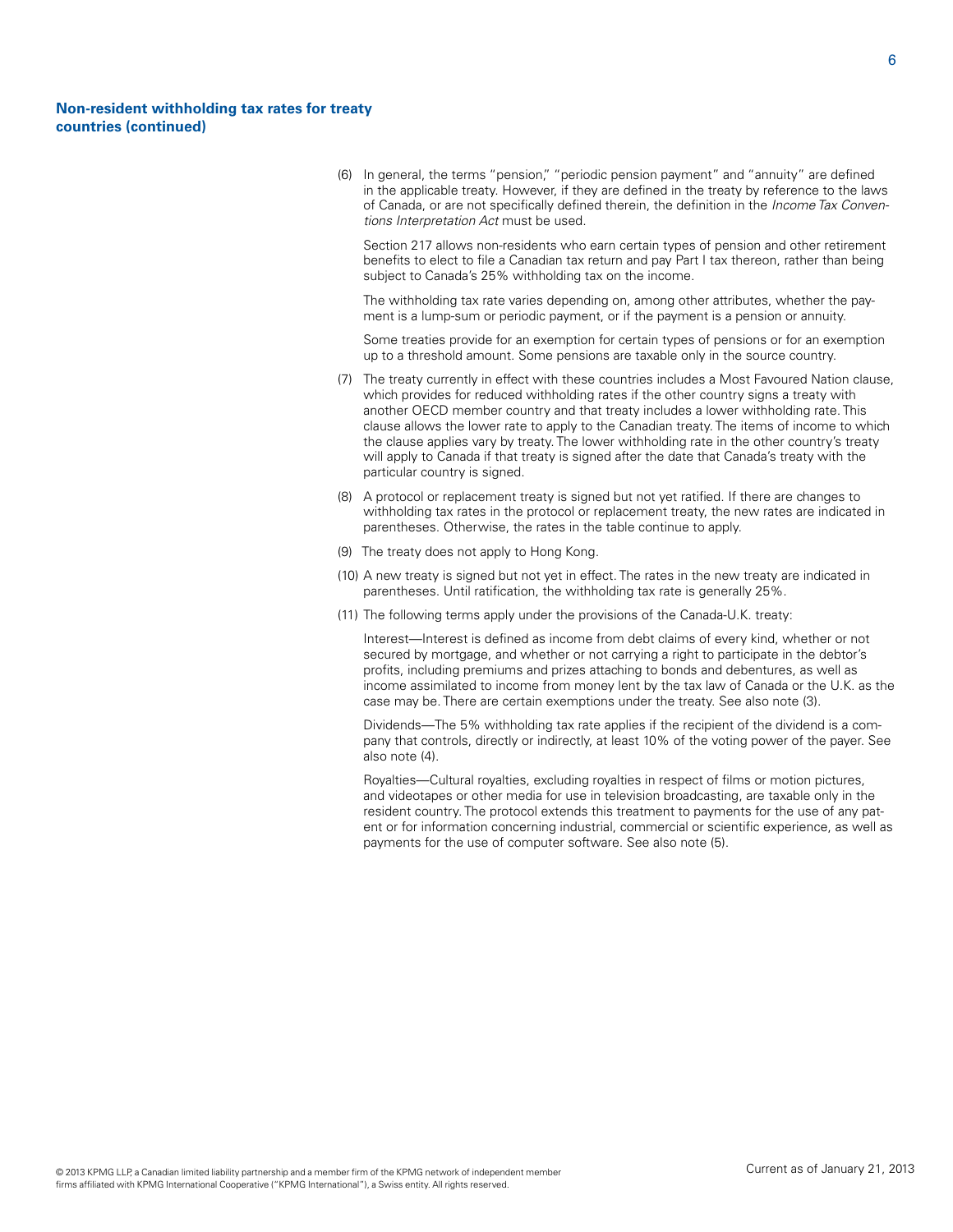## Non-resident withholding tax rates for treaty countries (continued)

(6) In general, the terms "pension," "periodic pension payment" and "annuity" are defined in the applicable treaty. However, if they are defined in the treaty by reference to the laws of Canada, or are not specifically defined therein, the definition in the *Income Tax Conventions Interpretation Act* must be used.

Section 217 allows non-residents who earn certain types of pension and other retirement benefits to elect to file a Canadian tax return and pay Part I tax thereon, rather than being subject to Canada's 25% withholding tax on the income.

The withholding tax rate varies depending on, among other attributes, whether the payment is a lump-sum or periodic payment, or if the payment is a pension or annuity.

Some treaties provide for an exemption for certain types of pensions or for an exemption up to a threshold amount. Some pensions are taxable only in the source country.

(7) The treaty currently in effect with these countries includes a Most Favoured Nation clause, which provides for reduced withholding rates if the other country signs a treaty with another OECD member country and that treaty includes a lower withholding rate. This clause allows the lower rate to apply to the Canadian treaty. The items of income to which the clause applies vary by treaty. The lower withholding rate in the other country's treaty will apply to Canada if that treaty is signed after the date that Canada's treaty with the particular country is signed.

(8) A protocol or replacement treaty is signed but not yet ratified. If there are changes to withholding tax rates in the protocol or replacement treaty, the new rates are indicated in parentheses. Otherwise, the rates in the table continue to apply.

(9) The treaty does not apply to Hong Kong.

(10) A new treaty is signed but not yet in effect. The rates in the new treaty are indicated in parentheses. Until ratification, the withholding tax rate is generally 25%.

(11) The following terms apply under the provisions of the Canada-U.K. treaty:

Interest—Interest is defined as income from debt claims of every kind, whether or not secured by mortgage, and whether or not carrying a right to participate in the debtor's profits, including premiums and prizes attaching to bonds and debentures, as well as income assimilated to income from money lent by the tax law of Canada or the U.K. as the case may be. There are certain exemptions under the treaty. See also note (3).

Dividends—The 5% withholding tax rate applies if the recipient of the dividend is a company that controls, directly or indirectly, at least 10% of the voting power of the payer. See also note (4).

Royalties—Cultural royalties, excluding royalties in respect of films or motion pictures, and videotapes or other media for use in television broadcasting, are taxable only in the resident country. The protocol extends this treatment to payments for the use of any patent or for information concerning industrial, commercial or scientific experience, as well as payments for the use of computer software. See also note (5).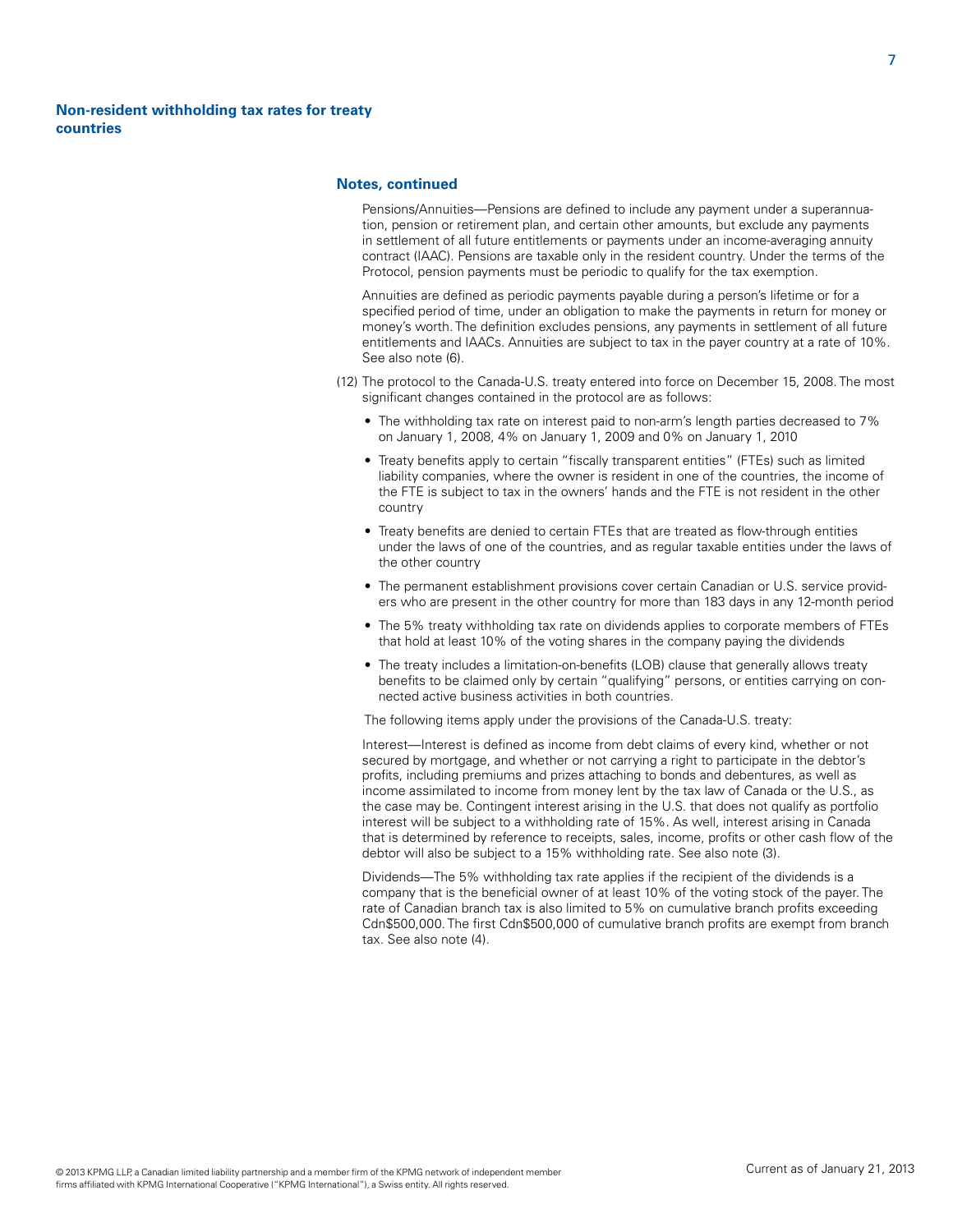## Non-resident withholding tax rates for treaty countries

### Notes, continued

Pensions/Annuities—Pensions are defined to include any payment under a superannuation, pension or retirement plan, and certain other amounts, but exclude any payments in settlement of all future entitlements or payments under an income-averaging annuity contract (IAAC). Pensions are taxable only in the resident country. Under the terms of the Protocol, pension payments must be periodic to qualify for the tax exemption.

Annuities are defined as periodic payments payable during a person's lifetime or for a specified period of time, under an obligation to make the payments in return for money or money's worth. The definition excludes pensions, any payments in settlement of all future entitlements and IAACs. Annuities are subject to tax in the payer country at a rate of 10%. See also note (6).

(12) The protocol to the Canada-U.S. treaty entered into force on December 15, 2008. The most significant changes contained in the protocol are as follows:

- The withholding tax rate on interest paid to non-arm's length parties decreased to 7% on January 1, 2008, 4% on January 1, 2009 and 0% on January 1, 2010
- Treaty benefits apply to certain "fiscally transparent entities" (FTEs) such as limited liability companies, where the owner is resident in one of the countries, the income of the FTE is subject to tax in the owners' hands and the FTE is not resident in the other country
- Treaty benefits are denied to certain FTEs that are treated as flow-through entities under the laws of one of the countries, and as regular taxable entities under the laws of the other country
- The permanent establishment provisions cover certain Canadian or U.S. service providers who are present in the other country for more than 183 days in any 12-month period
- The 5% treaty withholding tax rate on dividends applies to corporate members of FTEs that hold at least 10% of the voting shares in the company paying the dividends
- The treaty includes a limitation-on-benefits (LOB) clause that generally allows treaty benefits to be claimed only by certain "qualifying" persons, or entities carrying on connected active business activities in both countries.

The following items apply under the provisions of the Canada-U.S. treaty:

Interest—Interest is defined as income from debt claims of every kind, whether or not secured by mortgage, and whether or not carrying a right to participate in the debtor's profits, including premiums and prizes attaching to bonds and debentures, as well as income assimilated to income from money lent by the tax law of Canada or the U.S., as the case may be. Contingent interest arising in the U.S. that does not qualify as portfolio interest will be subject to a withholding rate of 15%. As well, interest arising in Canada that is determined by reference to receipts, sales, income, profits or other cash flow of the debtor will also be subject to a 15% withholding rate. See also note (3).

Dividends—The 5% withholding tax rate applies if the recipient of the dividends is a company that is the beneficial owner of at least 10% of the voting stock of the payer. The rate of Canadian branch tax is also limited to 5% on cumulative branch profits exceeding Cdn$500,000. The first Cdn$500,000 of cumulative branch profits are exempt from branch tax. See also note (4).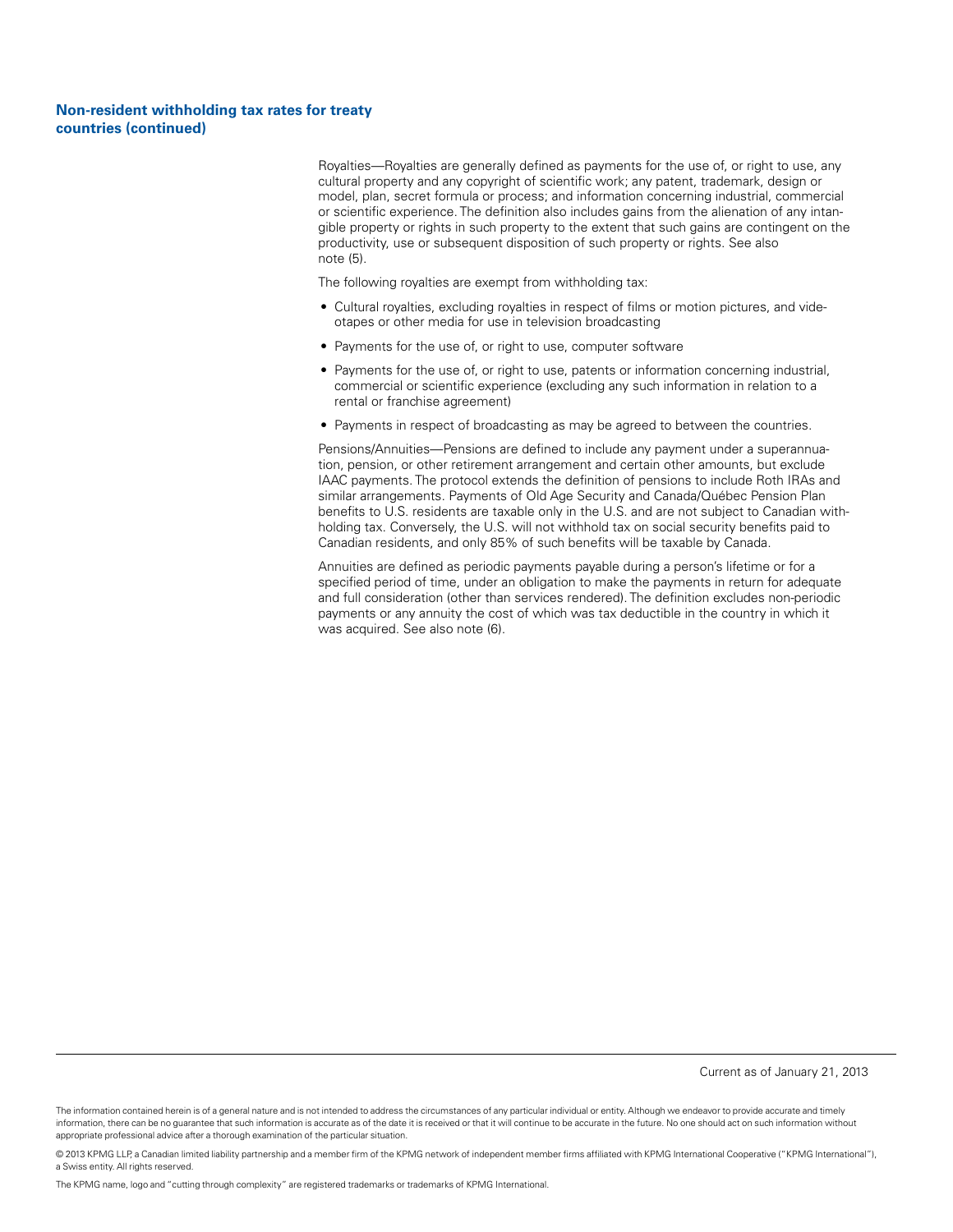## Non-resident withholding tax rates for treaty countries (continued)

Royalties—Royalties are generally defined as payments for the use of, or right to use, any cultural property and any copyright of scientific work; any patent, trademark, design or model, plan, secret formula or process; and information concerning industrial, commercial or scientific experience. The definition also includes gains from the alienation of any intangible property or rights in such property to the extent that such gains are contingent on the productivity, use or subsequent disposition of such property or rights. See also note (5).

The following royalties are exempt from withholding tax:

- Cultural royalties, excluding royalties in respect of films or motion pictures, and videotapes or other media for use in television broadcasting
- Payments for the use of, or right to use, computer software
- Payments for the use of, or right to use, patents or information concerning industrial, commercial or scientific experience (excluding any such information in relation to a rental or franchise agreement)
- Payments in respect of broadcasting as may be agreed to between the countries.

Pensions/Annuities—Pensions are defined to include any payment under a superannuation, pension, or other retirement arrangement and certain other amounts, but exclude IAAC payments. The protocol extends the definition of pensions to include Roth IRAs and similar arrangements. Payments of Old Age Security and Canada/Québec Pension Plan benefits to U.S. residents are taxable only in the U.S. and are not subject to Canadian withholding tax. Conversely, the U.S. will not withhold tax on social security benefits paid to Canadian residents, and only 85% of such benefits will be taxable by Canada.

Annuities are defined as periodic payments payable during a person's lifetime or for a specified period of time, under an obligation to make the payments in return for adequate and full consideration (other than services rendered). The definition excludes non-periodic payments or any annuity the cost of which was tax deductible in the country in which it was acquired. See also note (6).

Current as of January 21, 2013

The information contained herein is of a general nature and is not intended to address the circumstances of any particular individual or entity. Although we endeavor to provide accurate and timely information, there can be no guarantee that such information is accurate as of the date it is received or that it will continue to be accurate in the future. No one should act on such information without appropriate professional advice after a thorough examination of the particular situation.

© 2013 KPMG LLP, a Canadian limited liability partnership and a member firm of the KPMG network of independent member firms affiliated with KPMG International Cooperative ("KPMG International"), a Swiss entity. All rights reserved.

The KPMG name, logo and "cutting through complexity" are registered trademarks or trademarks of KPMG International.